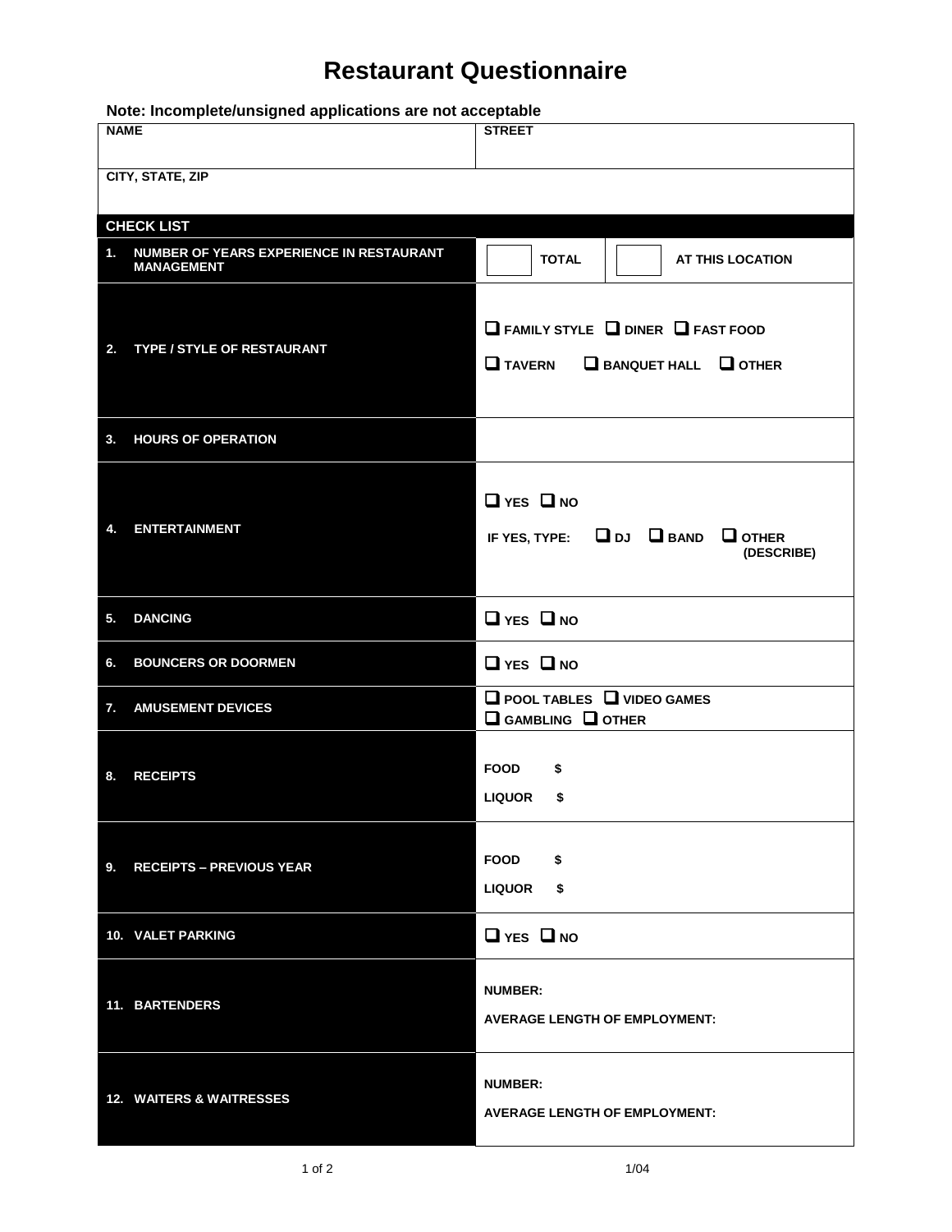# Restaurant Questionnaire

**Note: Incomplete/unsigned applications are not acceptable**

| NAME | STREET |
| --- | --- |
| **CITY, STATE, ZIP** | |

| CHECK LIST | |
| --- | --- |
| 1. NUMBER OF YEARS EXPERIENCE IN RESTAURANT MANAGEMENT | ☐ TOTAL ☐ AT THIS LOCATION |
| 2. TYPE / STYLE OF RESTAURANT | ☐ FAMILY STYLE ☐ DINER ☐ FAST FOOD ☐ TAVERN ☐ BANQUET HALL ☐ OTHER |
| 3. HOURS OF OPERATION | |
| 4. ENTERTAINMENT | ☐ YES ☐ NO IF YES, TYPE: ☐ DJ ☐ BAND ☐ OTHER (DESCRIBE) |
| 5. DANCING | ☐ YES ☐ NO |
| 6. BOUNCERS OR DOORMEN | ☐ YES ☐ NO |
| 7. AMUSEMENT DEVICES | ☐ POOL TABLES ☐ VIDEO GAMES ☐ GAMBLING ☐ OTHER |
| 8. RECEIPTS | FOOD $ LIQUOR $ |
| 9. RECEIPTS – PREVIOUS YEAR | FOOD $ LIQUOR $ |
| 10. VALET PARKING | ☐ YES ☐ NO |
| 11. BARTENDERS | NUMBER: AVERAGE LENGTH OF EMPLOYMENT: |
| 12. WAITERS & WAITRESSES | NUMBER: AVERAGE LENGTH OF EMPLOYMENT: |

1/04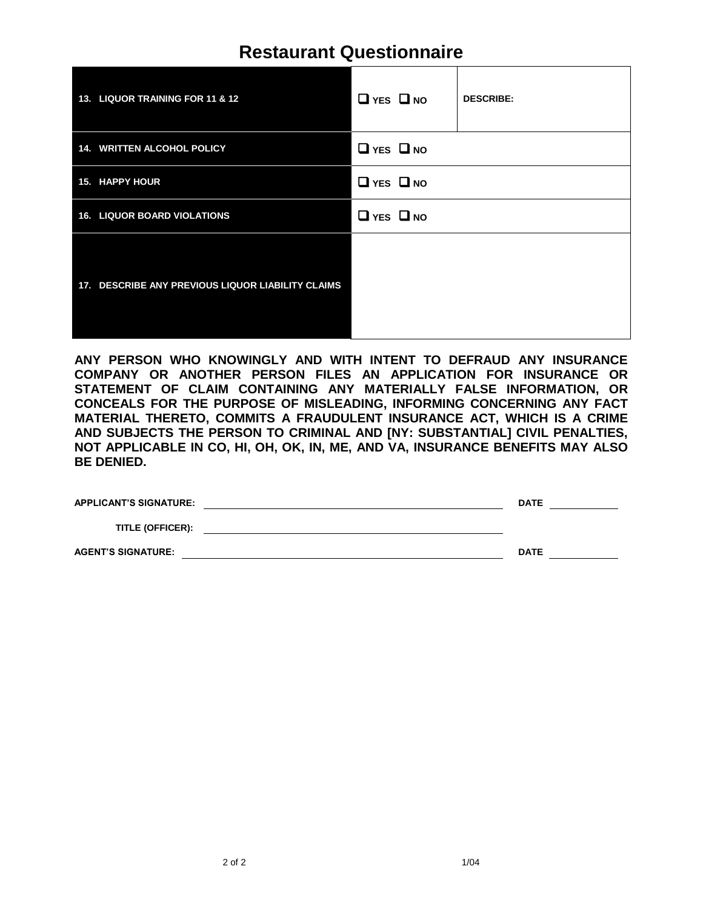# Restaurant Questionnaire

| | | |
|---|---|---|
| **13. LIQUOR TRAINING FOR 11 & 12** | ☐ YES ☐ NO | **DESCRIBE:** |
| **14. WRITTEN ALCOHOL POLICY** | ☐ YES ☐ NO | |
| **15. HAPPY HOUR** | ☐ YES ☐ NO | |
| **16. LIQUOR BOARD VIOLATIONS** | ☐ YES ☐ NO | |
| **17. DESCRIBE ANY PREVIOUS LIQUOR LIABILITY CLAIMS** | | |

**ANY PERSON WHO KNOWINGLY AND WITH INTENT TO DEFRAUD ANY INSURANCE COMPANY OR ANOTHER PERSON FILES AN APPLICATION FOR INSURANCE OR STATEMENT OF CLAIM CONTAINING ANY MATERIALLY FALSE INFORMATION, OR CONCEALS FOR THE PURPOSE OF MISLEADING, INFORMING CONCERNING ANY FACT MATERIAL THERETO, COMMITS A FRAUDULENT INSURANCE ACT, WHICH IS A CRIME AND SUBJECTS THE PERSON TO CRIMINAL AND [NY: SUBSTANTIAL] CIVIL PENALTIES, NOT APPLICABLE IN CO, HI, OH, OK, IN, ME, AND VA, INSURANCE BENEFITS MAY ALSO BE DENIED.**

**APPLICANT'S SIGNATURE:** ______________________________ **DATE** __________

**TITLE (OFFICER):** ______________________________

**AGENT'S SIGNATURE:** ______________________________ **DATE** __________

1/04